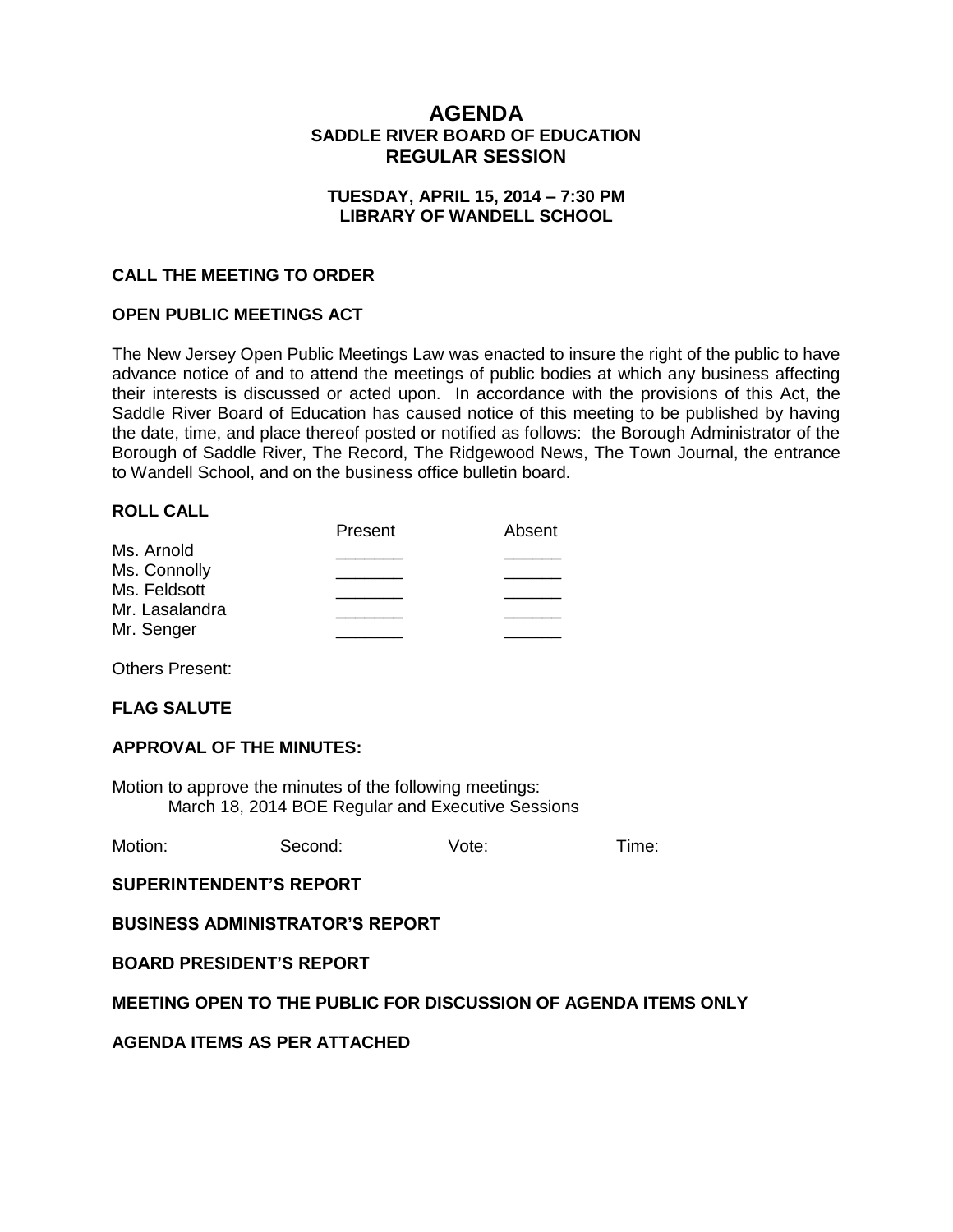# AGENDA
## SADDLE RIVER BOARD OF EDUCATION
## REGULAR SESSION

**TUESDAY, APRIL 15, 2014 – 7:30 PM**
**LIBRARY OF WANDELL SCHOOL**

**CALL THE MEETING TO ORDER**

**OPEN PUBLIC MEETINGS ACT**

The New Jersey Open Public Meetings Law was enacted to insure the right of the public to have advance notice of and to attend the meetings of public bodies at which any business affecting their interests is discussed or acted upon. In accordance with the provisions of this Act, the Saddle River Board of Education has caused notice of this meeting to be published by having the date, time, and place thereof posted or notified as follows: the Borough Administrator of the Borough of Saddle River, The Record, The Ridgewood News, The Town Journal, the entrance to Wandell School, and on the business office bulletin board.

**ROLL CALL**

| | Present | Absent |
|---|---|---|
| Ms. Arnold | _______ | ______ |
| Ms. Connolly | _______ | ______ |
| Ms. Feldsott | _______ | ______ |
| Mr. Lasalandra | _______ | ______ |
| Mr. Senger | _______ | ______ |

Others Present:

**FLAG SALUTE**

**APPROVAL OF THE MINUTES:**

Motion to approve the minutes of the following meetings:
March 18, 2014 BOE Regular and Executive Sessions

Motion: Second: Vote: Time:

**SUPERINTENDENT'S REPORT**

**BUSINESS ADMINISTRATOR'S REPORT**

**BOARD PRESIDENT'S REPORT**

**MEETING OPEN TO THE PUBLIC FOR DISCUSSION OF AGENDA ITEMS ONLY**

**AGENDA ITEMS AS PER ATTACHED**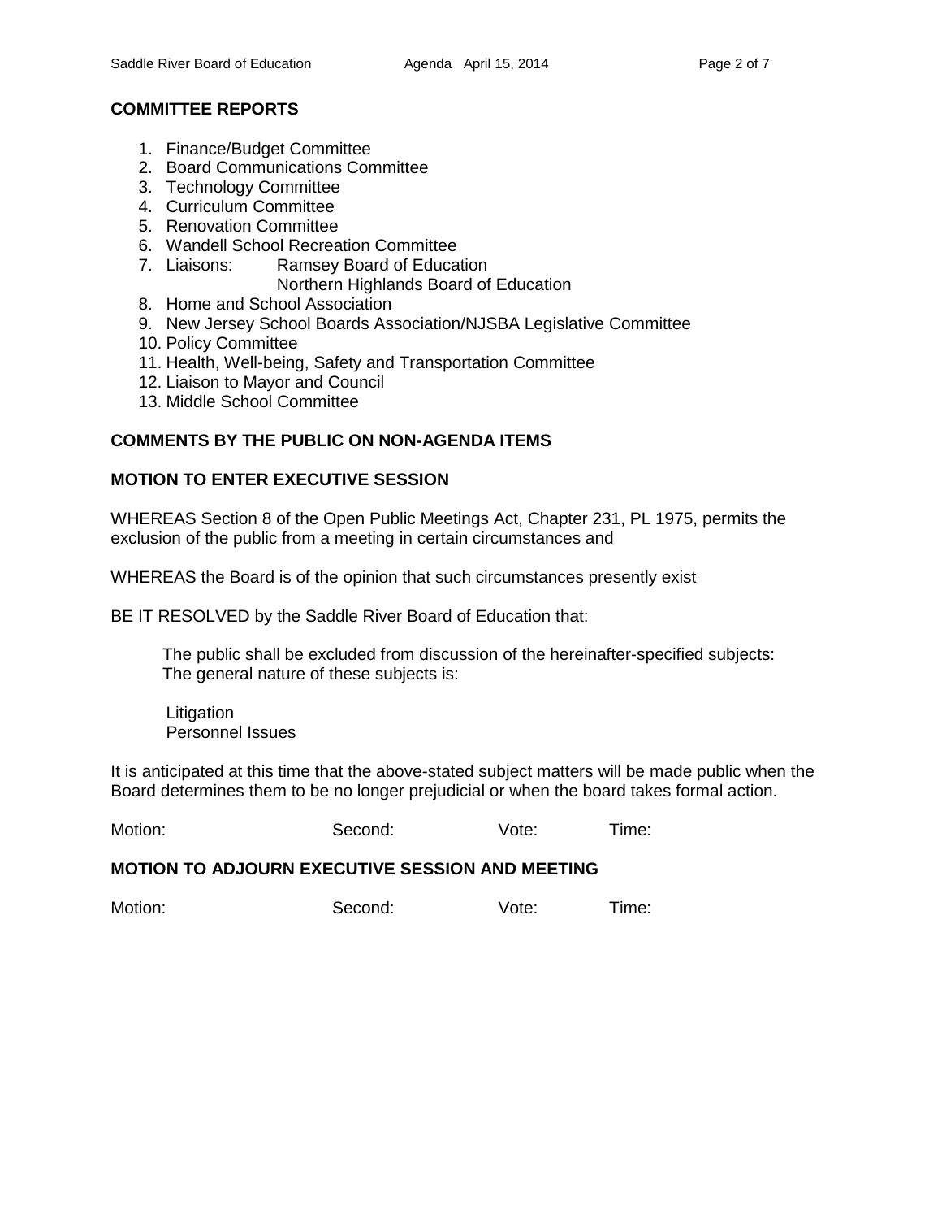## COMMITTEE REPORTS

1. Finance/Budget Committee
2. Board Communications Committee
3. Technology Committee
4. Curriculum Committee
5. Renovation Committee
6. Wandell School Recreation Committee
7. Liaisons: Ramsey Board of Education
   Northern Highlands Board of Education
8. Home and School Association
9. New Jersey School Boards Association/NJSBA Legislative Committee
10. Policy Committee
11. Health, Well-being, Safety and Transportation Committee
12. Liaison to Mayor and Council
13. Middle School Committee

## COMMENTS BY THE PUBLIC ON NON-AGENDA ITEMS

## MOTION TO ENTER EXECUTIVE SESSION

WHEREAS Section 8 of the Open Public Meetings Act, Chapter 231, PL 1975, permits the exclusion of the public from a meeting in certain circumstances and

WHEREAS the Board is of the opinion that such circumstances presently exist

BE IT RESOLVED by the Saddle River Board of Education that:

The public shall be excluded from discussion of the hereinafter-specified subjects:
The general nature of these subjects is:

Litigation
Personnel Issues

It is anticipated at this time that the above-stated subject matters will be made public when the Board determines them to be no longer prejudicial or when the board takes formal action.

Motion: Second: Vote: Time:

## MOTION TO ADJOURN EXECUTIVE SESSION AND MEETING

Motion: Second: Vote: Time: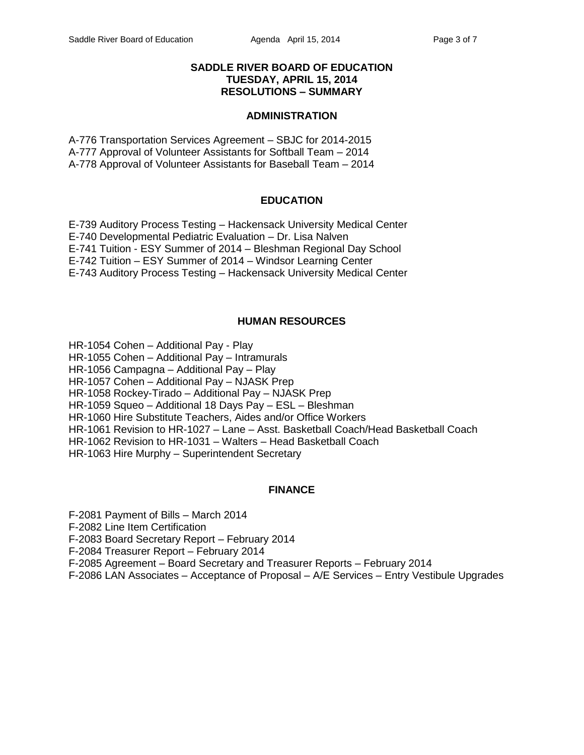# SADDLE RIVER BOARD OF EDUCATION
## TUESDAY, APRIL 15, 2014
## RESOLUTIONS – SUMMARY

### ADMINISTRATION

A-776 Transportation Services Agreement – SBJC for 2014-2015
A-777 Approval of Volunteer Assistants for Softball Team – 2014
A-778 Approval of Volunteer Assistants for Baseball Team – 2014

### EDUCATION

E-739 Auditory Process Testing – Hackensack University Medical Center
E-740 Developmental Pediatric Evaluation – Dr. Lisa Nalven
E-741 Tuition - ESY Summer of 2014 – Bleshman Regional Day School
E-742 Tuition – ESY Summer of 2014 – Windsor Learning Center
E-743 Auditory Process Testing – Hackensack University Medical Center

### HUMAN RESOURCES

HR-1054 Cohen – Additional Pay - Play
HR-1055 Cohen – Additional Pay – Intramurals
HR-1056 Campagna – Additional Pay – Play
HR-1057 Cohen – Additional Pay – NJASK Prep
HR-1058 Rockey-Tirado – Additional Pay – NJASK Prep
HR-1059 Squeo – Additional 18 Days Pay – ESL – Bleshman
HR-1060 Hire Substitute Teachers, Aides and/or Office Workers
HR-1061 Revision to HR-1027 – Lane – Asst. Basketball Coach/Head Basketball Coach
HR-1062 Revision to HR-1031 – Walters – Head Basketball Coach
HR-1063 Hire Murphy – Superintendent Secretary

### FINANCE

F-2081 Payment of Bills – March 2014
F-2082 Line Item Certification
F-2083 Board Secretary Report – February 2014
F-2084 Treasurer Report – February 2014
F-2085 Agreement – Board Secretary and Treasurer Reports – February 2014
F-2086 LAN Associates – Acceptance of Proposal – A/E Services – Entry Vestibule Upgrades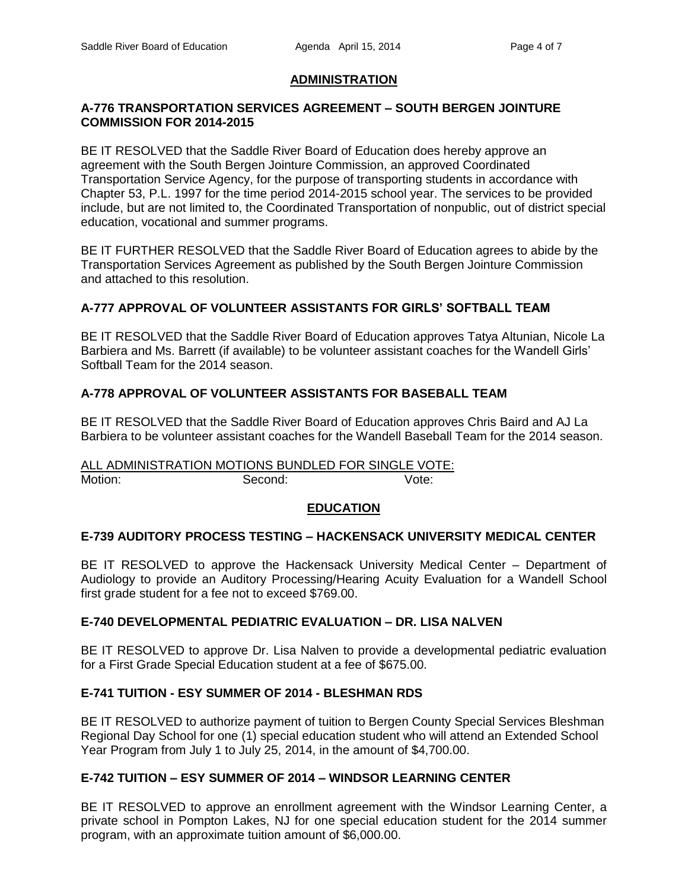## ADMINISTRATION

### A-776 TRANSPORTATION SERVICES AGREEMENT – SOUTH BERGEN JOINTURE COMMISSION FOR 2014-2015

BE IT RESOLVED that the Saddle River Board of Education does hereby approve an agreement with the South Bergen Jointure Commission, an approved Coordinated Transportation Service Agency, for the purpose of transporting students in accordance with Chapter 53, P.L. 1997 for the time period 2014-2015 school year. The services to be provided include, but are not limited to, the Coordinated Transportation of nonpublic, out of district special education, vocational and summer programs.

BE IT FURTHER RESOLVED that the Saddle River Board of Education agrees to abide by the Transportation Services Agreement as published by the South Bergen Jointure Commission and attached to this resolution.

### A-777 APPROVAL OF VOLUNTEER ASSISTANTS FOR GIRLS' SOFTBALL TEAM

BE IT RESOLVED that the Saddle River Board of Education approves Tatya Altunian, Nicole La Barbiera and Ms. Barrett (if available) to be volunteer assistant coaches for the Wandell Girls' Softball Team for the 2014 season.

### A-778 APPROVAL OF VOLUNTEER ASSISTANTS FOR BASEBALL TEAM

BE IT RESOLVED that the Saddle River Board of Education approves Chris Baird and AJ La Barbiera to be volunteer assistant coaches for the Wandell Baseball Team for the 2014 season.

ALL ADMINISTRATION MOTIONS BUNDLED FOR SINGLE VOTE:
Motion: Second: Vote:

## EDUCATION

### E-739 AUDITORY PROCESS TESTING – HACKENSACK UNIVERSITY MEDICAL CENTER

BE IT RESOLVED to approve the Hackensack University Medical Center – Department of Audiology to provide an Auditory Processing/Hearing Acuity Evaluation for a Wandell School first grade student for a fee not to exceed $769.00.

### E-740 DEVELOPMENTAL PEDIATRIC EVALUATION – DR. LISA NALVEN

BE IT RESOLVED to approve Dr. Lisa Nalven to provide a developmental pediatric evaluation for a First Grade Special Education student at a fee of $675.00.

### E-741 TUITION - ESY SUMMER OF 2014 - BLESHMAN RDS

BE IT RESOLVED to authorize payment of tuition to Bergen County Special Services Bleshman Regional Day School for one (1) special education student who will attend an Extended School Year Program from July 1 to July 25, 2014, in the amount of $4,700.00.

### E-742 TUITION – ESY SUMMER OF 2014 – WINDSOR LEARNING CENTER

BE IT RESOLVED to approve an enrollment agreement with the Windsor Learning Center, a private school in Pompton Lakes, NJ for one special education student for the 2014 summer program, with an approximate tuition amount of $6,000.00.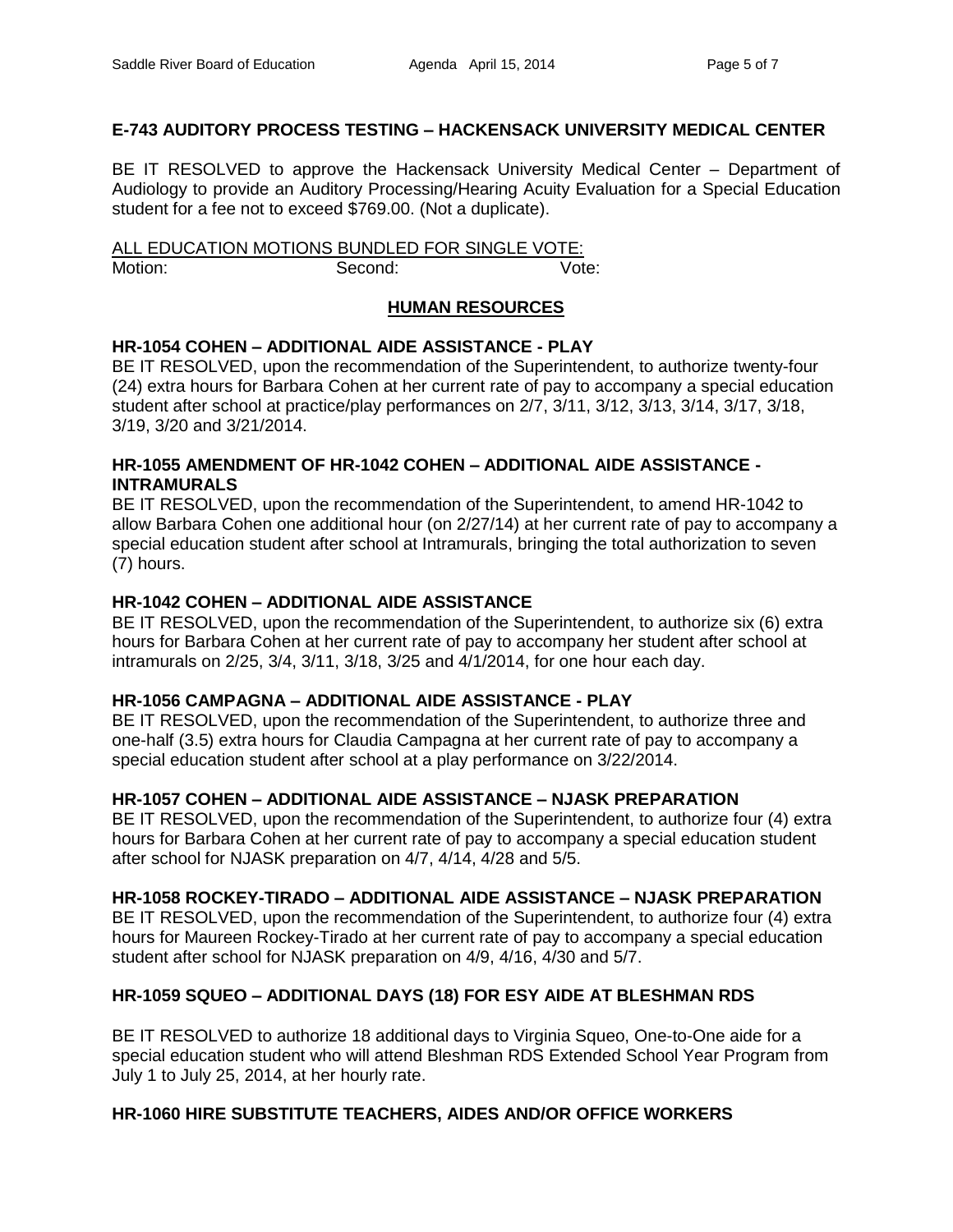**E-743 AUDITORY PROCESS TESTING – HACKENSACK UNIVERSITY MEDICAL CENTER**

BE IT RESOLVED to approve the Hackensack University Medical Center – Department of Audiology to provide an Auditory Processing/Hearing Acuity Evaluation for a Special Education student for a fee not to exceed $769.00. (Not a duplicate).

ALL EDUCATION MOTIONS BUNDLED FOR SINGLE VOTE:

Motion: Second: Vote:

## HUMAN RESOURCES

**HR-1054 COHEN – ADDITIONAL AIDE ASSISTANCE - PLAY**

BE IT RESOLVED, upon the recommendation of the Superintendent, to authorize twenty-four (24) extra hours for Barbara Cohen at her current rate of pay to accompany a special education student after school at practice/play performances on 2/7, 3/11, 3/12, 3/13, 3/14, 3/17, 3/18, 3/19, 3/20 and 3/21/2014.

**HR-1055 AMENDMENT OF HR-1042 COHEN – ADDITIONAL AIDE ASSISTANCE - INTRAMURALS**

BE IT RESOLVED, upon the recommendation of the Superintendent, to amend HR-1042 to allow Barbara Cohen one additional hour (on 2/27/14) at her current rate of pay to accompany a special education student after school at Intramurals, bringing the total authorization to seven (7) hours.

**HR-1042 COHEN – ADDITIONAL AIDE ASSISTANCE**

BE IT RESOLVED, upon the recommendation of the Superintendent, to authorize six (6) extra hours for Barbara Cohen at her current rate of pay to accompany her student after school at intramurals on 2/25, 3/4, 3/11, 3/18, 3/25 and 4/1/2014, for one hour each day.

**HR-1056 CAMPAGNA – ADDITIONAL AIDE ASSISTANCE - PLAY**

BE IT RESOLVED, upon the recommendation of the Superintendent, to authorize three and one-half (3.5) extra hours for Claudia Campagna at her current rate of pay to accompany a special education student after school at a play performance on 3/22/2014.

**HR-1057 COHEN – ADDITIONAL AIDE ASSISTANCE – NJASK PREPARATION**

BE IT RESOLVED, upon the recommendation of the Superintendent, to authorize four (4) extra hours for Barbara Cohen at her current rate of pay to accompany a special education student after school for NJASK preparation on 4/7, 4/14, 4/28 and 5/5.

**HR-1058 ROCKEY-TIRADO – ADDITIONAL AIDE ASSISTANCE – NJASK PREPARATION**

BE IT RESOLVED, upon the recommendation of the Superintendent, to authorize four (4) extra hours for Maureen Rockey-Tirado at her current rate of pay to accompany a special education student after school for NJASK preparation on 4/9, 4/16, 4/30 and 5/7.

**HR-1059 SQUEO – ADDITIONAL DAYS (18) FOR ESY AIDE AT BLESHMAN RDS**

BE IT RESOLVED to authorize 18 additional days to Virginia Squeo, One-to-One aide for a special education student who will attend Bleshman RDS Extended School Year Program from July 1 to July 25, 2014, at her hourly rate.

**HR-1060 HIRE SUBSTITUTE TEACHERS, AIDES AND/OR OFFICE WORKERS**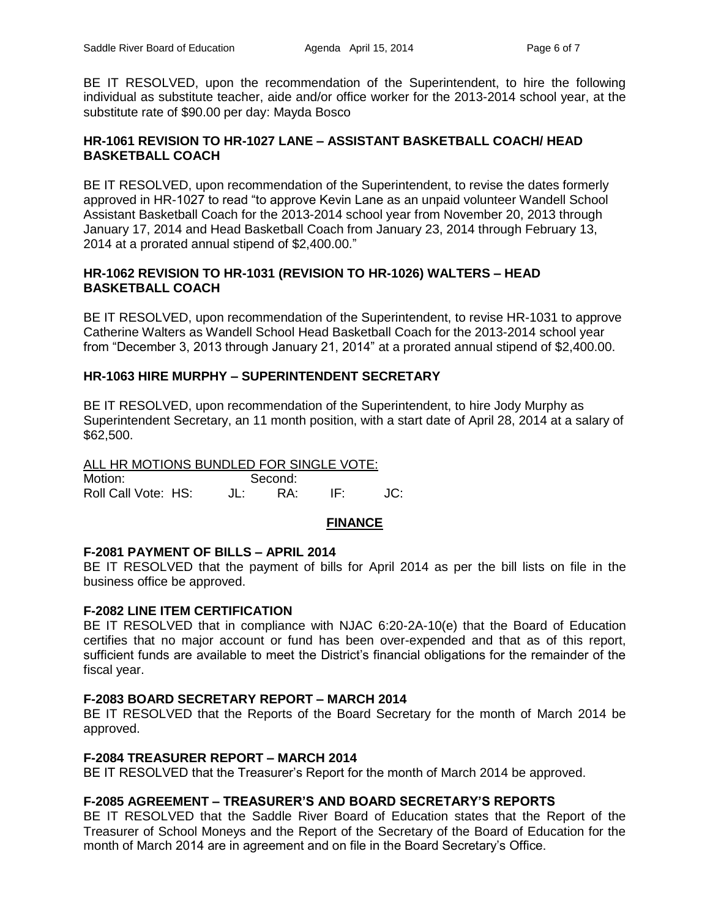BE IT RESOLVED, upon the recommendation of the Superintendent, to hire the following individual as substitute teacher, aide and/or office worker for the 2013-2014 school year, at the substitute rate of $90.00 per day: Mayda Bosco

### HR-1061 REVISION TO HR-1027 LANE – ASSISTANT BASKETBALL COACH/ HEAD BASKETBALL COACH

BE IT RESOLVED, upon recommendation of the Superintendent, to revise the dates formerly approved in HR-1027 to read "to approve Kevin Lane as an unpaid volunteer Wandell School Assistant Basketball Coach for the 2013-2014 school year from November 20, 2013 through January 17, 2014 and Head Basketball Coach from January 23, 2014 through February 13, 2014 at a prorated annual stipend of $2,400.00."

### HR-1062 REVISION TO HR-1031 (REVISION TO HR-1026) WALTERS – HEAD BASKETBALL COACH

BE IT RESOLVED, upon recommendation of the Superintendent, to revise HR-1031 to approve Catherine Walters as Wandell School Head Basketball Coach for the 2013-2014 school year from "December 3, 2013 through January 21, 2014" at a prorated annual stipend of $2,400.00.

### HR-1063 HIRE MURPHY – SUPERINTENDENT SECRETARY

BE IT RESOLVED, upon recommendation of the Superintendent, to hire Jody Murphy as Superintendent Secretary, an 11 month position, with a start date of April 28, 2014 at a salary of $62,500.

ALL HR MOTIONS BUNDLED FOR SINGLE VOTE:
Motion: Second:
Roll Call Vote: HS: JL: RA: IF: JC:

## FINANCE

### F-2081 PAYMENT OF BILLS – APRIL 2014

BE IT RESOLVED that the payment of bills for April 2014 as per the bill lists on file in the business office be approved.

### F-2082 LINE ITEM CERTIFICATION

BE IT RESOLVED that in compliance with NJAC 6:20-2A-10(e) that the Board of Education certifies that no major account or fund has been over-expended and that as of this report, sufficient funds are available to meet the District's financial obligations for the remainder of the fiscal year.

### F-2083 BOARD SECRETARY REPORT – MARCH 2014

BE IT RESOLVED that the Reports of the Board Secretary for the month of March 2014 be approved.

### F-2084 TREASURER REPORT – MARCH 2014

BE IT RESOLVED that the Treasurer's Report for the month of March 2014 be approved.

### F-2085 AGREEMENT – TREASURER'S AND BOARD SECRETARY'S REPORTS

BE IT RESOLVED that the Saddle River Board of Education states that the Report of the Treasurer of School Moneys and the Report of the Secretary of the Board of Education for the month of March 2014 are in agreement and on file in the Board Secretary's Office.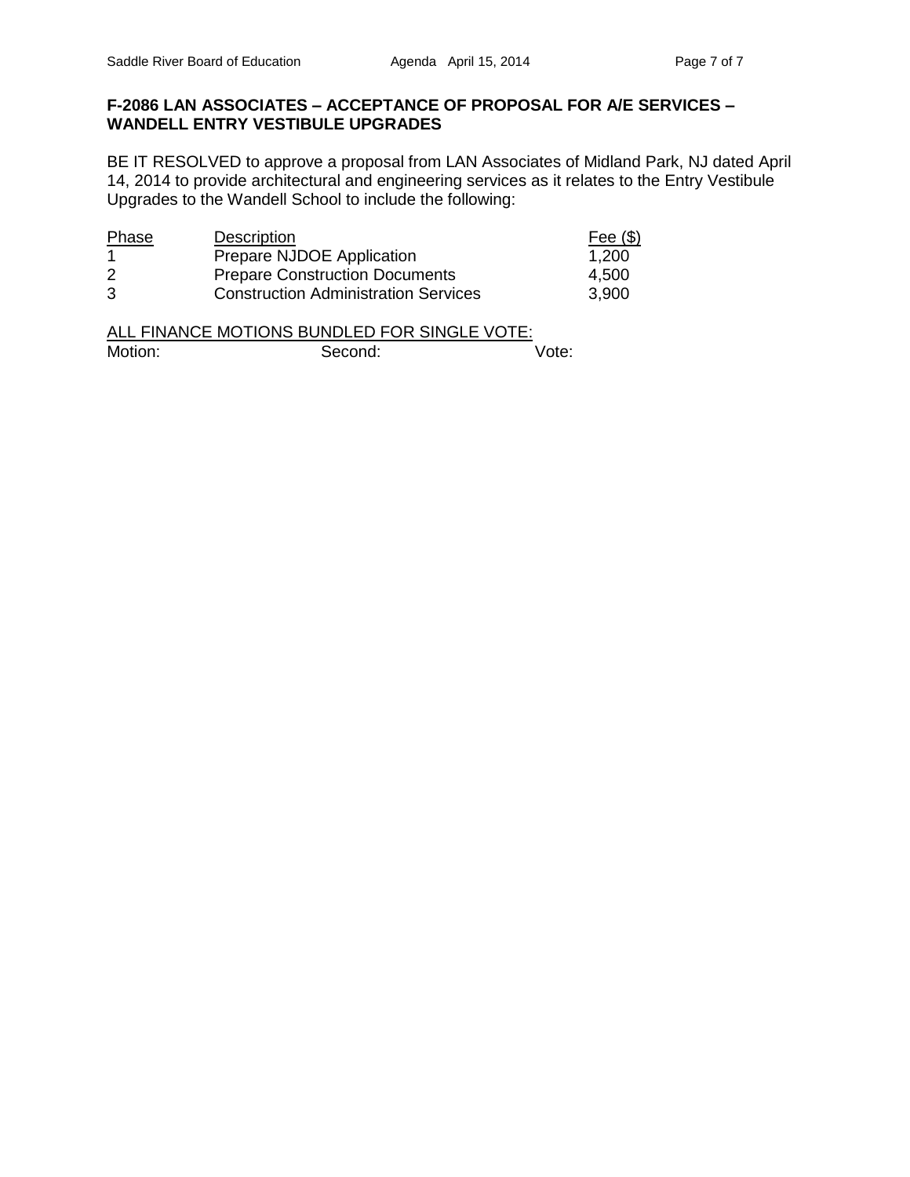**F-2086 LAN ASSOCIATES – ACCEPTANCE OF PROPOSAL FOR A/E SERVICES – WANDELL ENTRY VESTIBULE UPGRADES**

BE IT RESOLVED to approve a proposal from LAN Associates of Midland Park, NJ dated April 14, 2014 to provide architectural and engineering services as it relates to the Entry Vestibule Upgrades to the Wandell School to include the following:

| Phase | Description | Fee ($) |
|---|---|---|
| 1 | Prepare NJDOE Application | 1,200 |
| 2 | Prepare Construction Documents | 4,500 |
| 3 | Construction Administration Services | 3,900 |

ALL FINANCE MOTIONS BUNDLED FOR SINGLE VOTE:

Motion: Second: Vote: